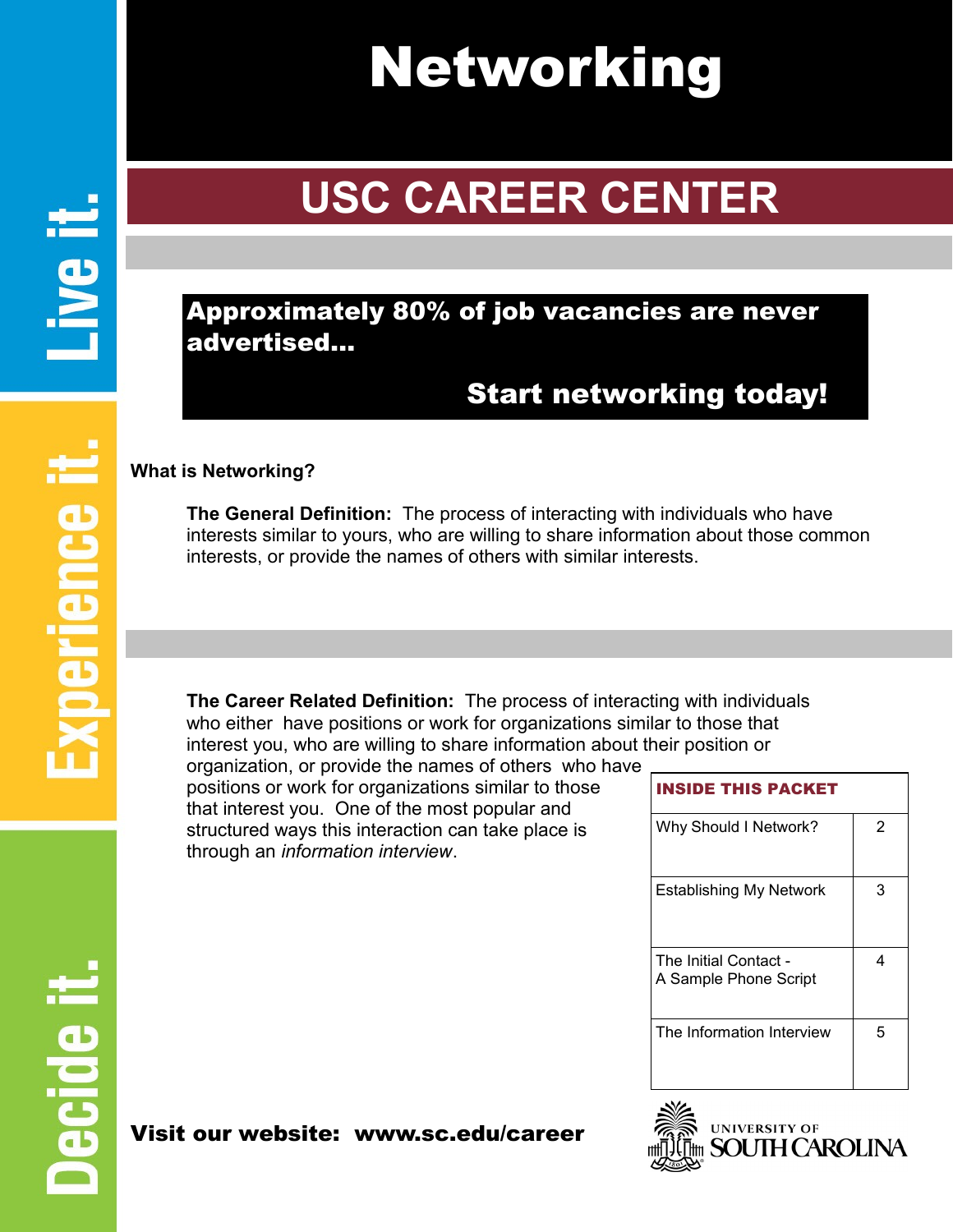# Networking

## USC CAREER CENTER

**Approximately 80% of job vacancies are never advertised...**

**Start networking today!**

**What is Networking?**

**The General Definition:** The process of interacting with individuals who have interests similar to yours, who are willing to share information about those common interests, or provide the names of others with similar interests.

**The Career Related Definition:** The process of interacting with individuals who either have positions or work for organizations similar to those that interest you, who are willing to share information about their position or organization, or provide the names of others who have positions or work for organizations similar to those that interest you. One of the most popular and structured ways this interaction can take place is through an *information interview*.

| INSIDE THIS PACKET | |
|---|---|
| Why Should I Network? | 2 |
| Establishing My Network | 3 |
| The Initial Contact - A Sample Phone Script | 4 |
| The Information Interview | 5 |

**Visit our website: www.sc.edu/career**

UNIVERSITY OF SOUTH CAROLINA

Live it. Experience it. Decide it.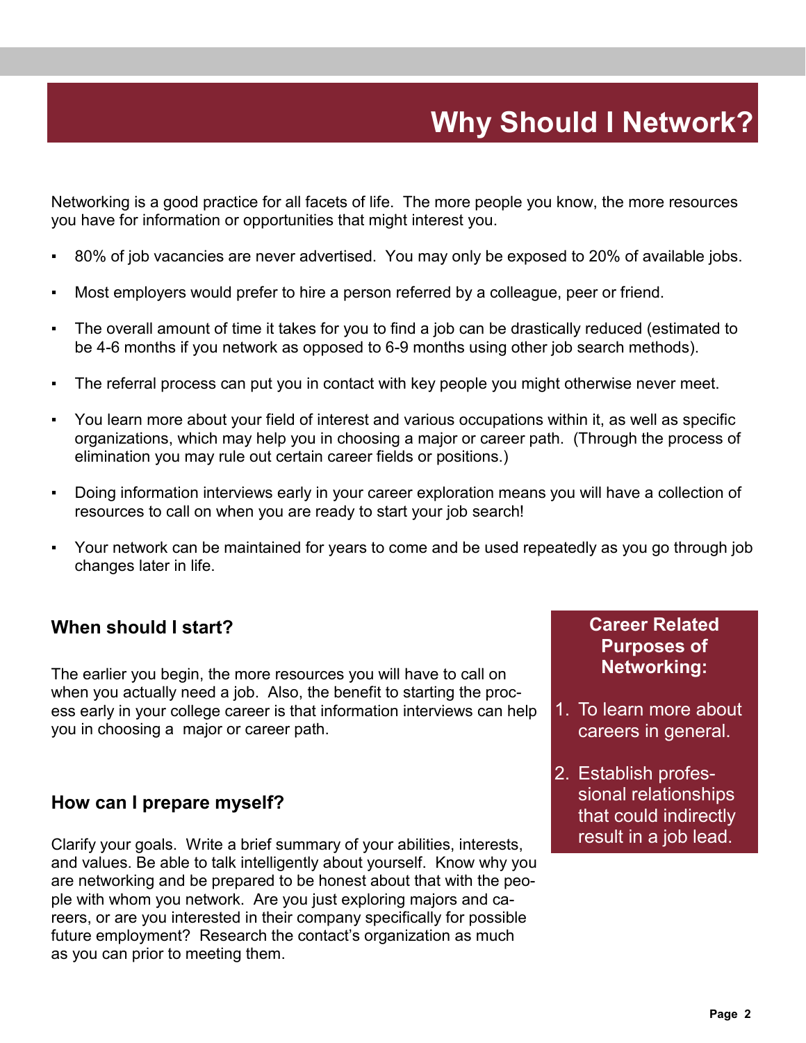# Why Should I Network?

Networking is a good practice for all facets of life. The more people you know, the more resources you have for information or opportunities that might interest you.

- 80% of job vacancies are never advertised. You may only be exposed to 20% of available jobs.
- Most employers would prefer to hire a person referred by a colleague, peer or friend.
- The overall amount of time it takes for you to find a job can be drastically reduced (estimated to be 4-6 months if you network as opposed to 6-9 months using other job search methods).
- The referral process can put you in contact with key people you might otherwise never meet.
- You learn more about your field of interest and various occupations within it, as well as specific organizations, which may help you in choosing a major or career path. (Through the process of elimination you may rule out certain career fields or positions.)
- Doing information interviews early in your career exploration means you will have a collection of resources to call on when you are ready to start your job search!
- Your network can be maintained for years to come and be used repeatedly as you go through job changes later in life.

## When should I start?

The earlier you begin, the more resources you will have to call on when you actually need a job. Also, the benefit to starting the process early in your college career is that information interviews can help you in choosing a major or career path.

## How can I prepare myself?

Clarify your goals. Write a brief summary of your abilities, interests, and values. Be able to talk intelligently about yourself. Know why you are networking and be prepared to be honest about that with the people with whom you network. Are you just exploring majors and careers, or are you interested in their company specifically for possible future employment? Research the contact's organization as much as you can prior to meeting them.

**Career Related Purposes of Networking:**

1. To learn more about careers in general.
2. Establish professional relationships that could indirectly result in a job lead.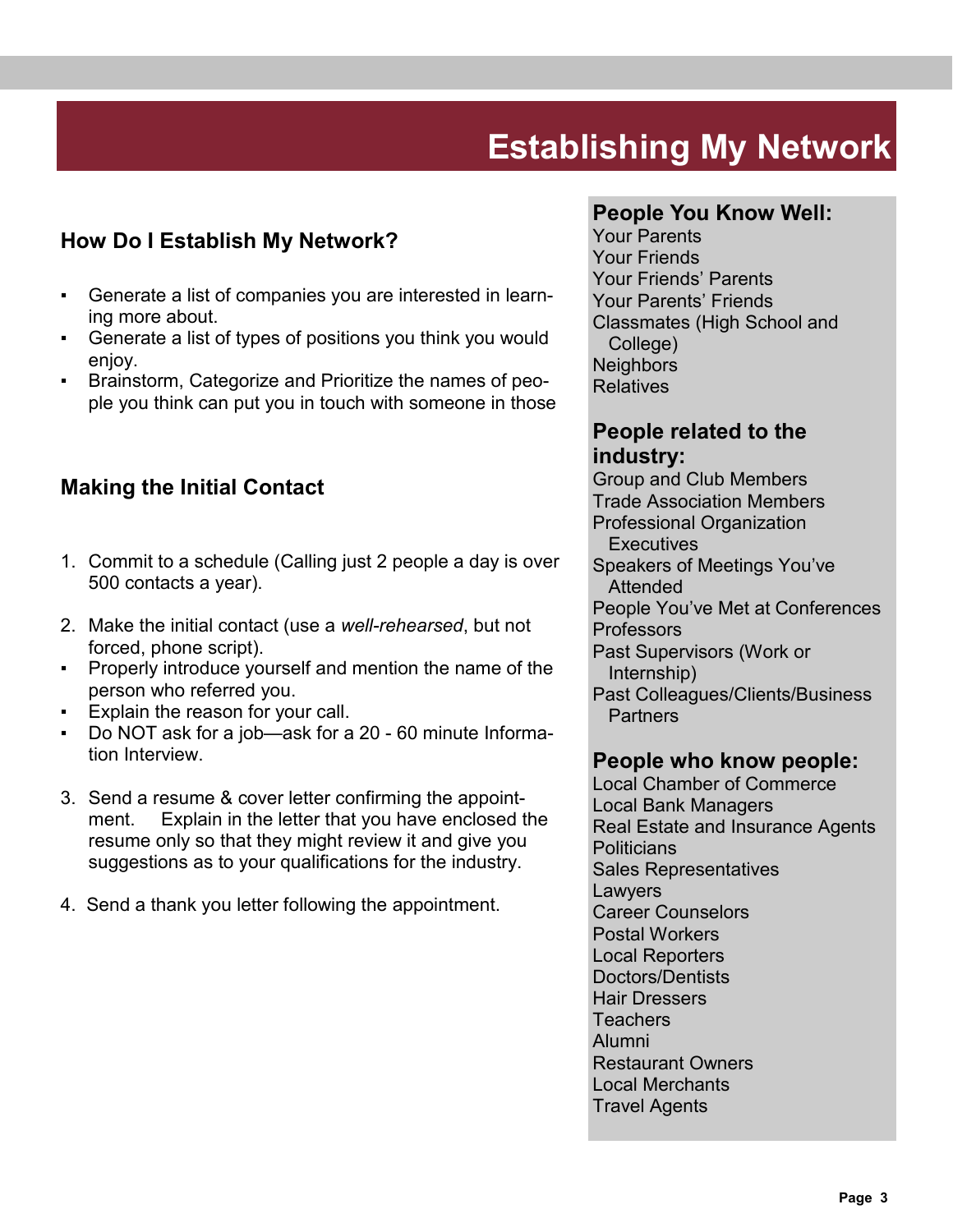# Establishing My Network

## How Do I Establish My Network?

- Generate a list of companies you are interested in learning more about.
- Generate a list of types of positions you think you would enjoy.
- Brainstorm, Categorize and Prioritize the names of people you think can put you in touch with someone in those

## Making the Initial Contact

1. Commit to a schedule (Calling just 2 people a day is over 500 contacts a year).

2. Make the initial contact (use a *well-rehearsed*, but not forced, phone script).
   - Properly introduce yourself and mention the name of the person who referred you.
   - Explain the reason for your call.
   - Do NOT ask for a job—ask for a 20 - 60 minute Information Interview.

3. Send a resume & cover letter confirming the appointment. Explain in the letter that you have enclosed the resume only so that they might review it and give you suggestions as to your qualifications for the industry.

4. Send a thank you letter following the appointment.

### People You Know Well:

Your Parents
Your Friends
Your Friends' Parents
Your Parents' Friends
Classmates (High School and College)
Neighbors
Relatives

### People related to the industry:

Group and Club Members
Trade Association Members
Professional Organization Executives
Speakers of Meetings You've Attended
People You've Met at Conferences
Professors
Past Supervisors (Work or Internship)
Past Colleagues/Clients/Business Partners

### People who know people:

Local Chamber of Commerce
Local Bank Managers
Real Estate and Insurance Agents
Politicians
Sales Representatives
Lawyers
Career Counselors
Postal Workers
Local Reporters
Doctors/Dentists
Hair Dressers
Teachers
Alumni
Restaurant Owners
Local Merchants
Travel Agents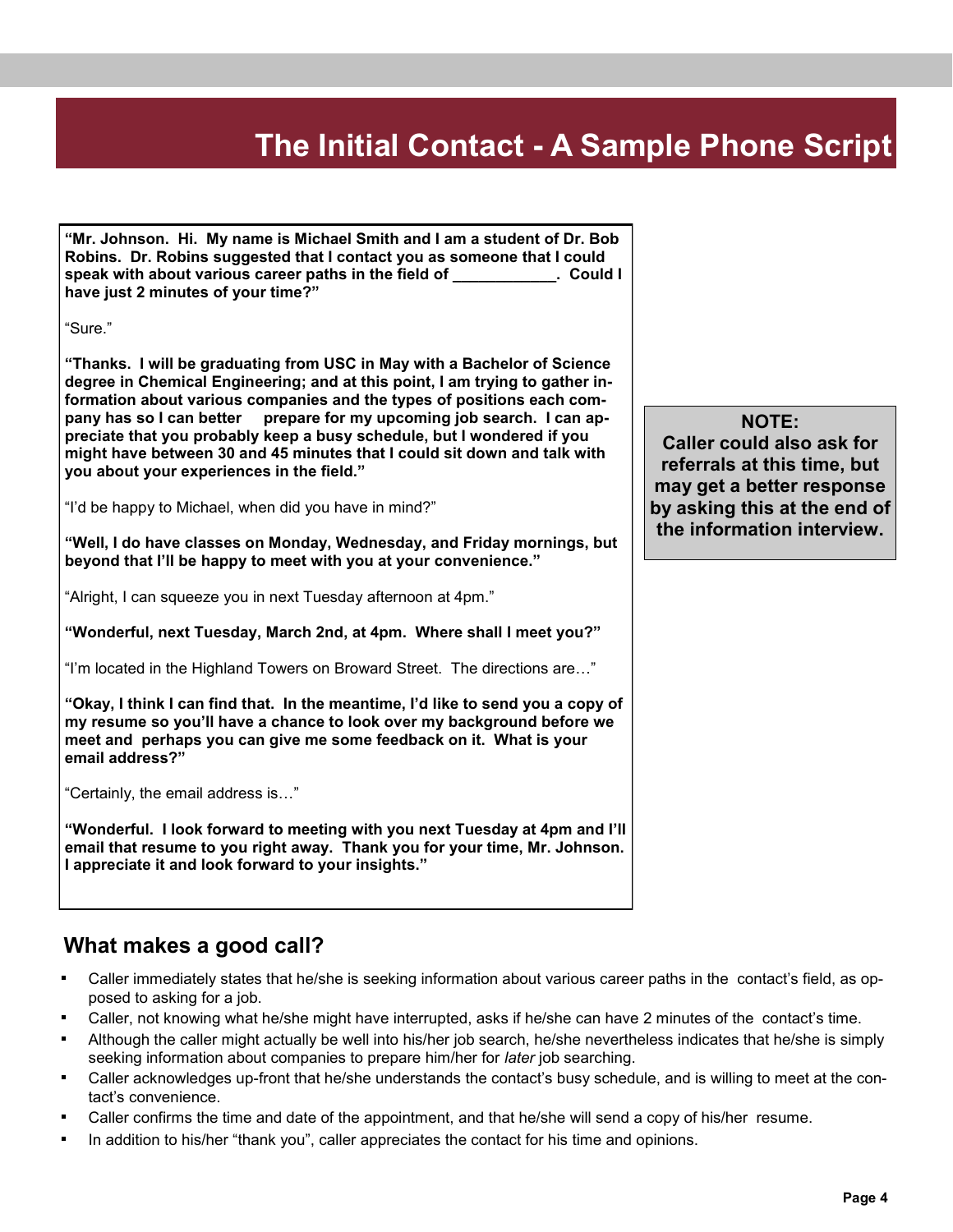# The Initial Contact - A Sample Phone Script

**"Mr. Johnson. Hi. My name is Michael Smith and I am a student of Dr. Bob Robins. Dr. Robins suggested that I contact you as someone that I could speak with about various career paths in the field of ____________. Could I have just 2 minutes of your time?"**

"Sure."

**"Thanks. I will be graduating from USC in May with a Bachelor of Science degree in Chemical Engineering; and at this point, I am trying to gather information about various companies and the types of positions each company has so I can better prepare for my upcoming job search. I can appreciate that you probably keep a busy schedule, but I wondered if you might have between 30 and 45 minutes that I could sit down and talk with you about your experiences in the field."**

"I'd be happy to Michael, when did you have in mind?"

**"Well, I do have classes on Monday, Wednesday, and Friday mornings, but beyond that I'll be happy to meet with you at your convenience."**

"Alright, I can squeeze you in next Tuesday afternoon at 4pm."

**"Wonderful, next Tuesday, March 2nd, at 4pm. Where shall I meet you?"**

"I'm located in the Highland Towers on Broward Street. The directions are…"

**"Okay, I think I can find that. In the meantime, I'd like to send you a copy of my resume so you'll have a chance to look over my background before we meet and perhaps you can give me some feedback on it. What is your email address?"**

"Certainly, the email address is…"

**"Wonderful. I look forward to meeting with you next Tuesday at 4pm and I'll email that resume to you right away. Thank you for your time, Mr. Johnson. I appreciate it and look forward to your insights."**

**NOTE:**
**Caller could also ask for referrals at this time, but may get a better response by asking this at the end of the information interview.**

## What makes a good call?

- Caller immediately states that he/she is seeking information about various career paths in the contact's field, as opposed to asking for a job.
- Caller, not knowing what he/she might have interrupted, asks if he/she can have 2 minutes of the contact's time.
- Although the caller might actually be well into his/her job search, he/she nevertheless indicates that he/she is simply seeking information about companies to prepare him/her for *later* job searching.
- Caller acknowledges up-front that he/she understands the contact's busy schedule, and is willing to meet at the contact's convenience.
- Caller confirms the time and date of the appointment, and that he/she will send a copy of his/her resume.
- In addition to his/her "thank you", caller appreciates the contact for his time and opinions.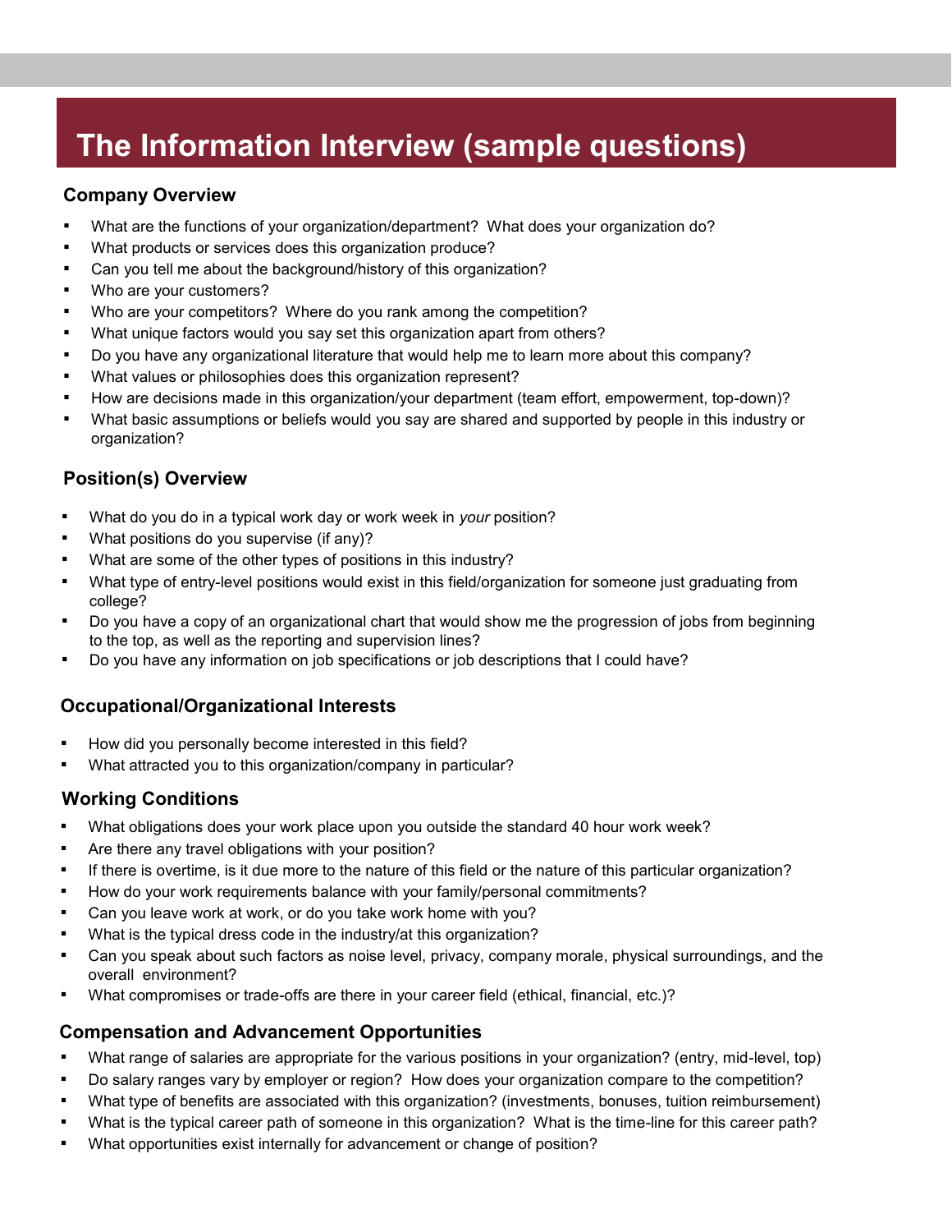# The Information Interview (sample questions)

## Company Overview

- What are the functions of your organization/department? What does your organization do?
- What products or services does this organization produce?
- Can you tell me about the background/history of this organization?
- Who are your customers?
- Who are your competitors? Where do you rank among the competition?
- What unique factors would you say set this organization apart from others?
- Do you have any organizational literature that would help me to learn more about this company?
- What values or philosophies does this organization represent?
- How are decisions made in this organization/your department (team effort, empowerment, top-down)?
- What basic assumptions or beliefs would you say are shared and supported by people in this industry or organization?

## Position(s) Overview

- What do you do in a typical work day or work week in *your* position?
- What positions do you supervise (if any)?
- What are some of the other types of positions in this industry?
- What type of entry-level positions would exist in this field/organization for someone just graduating from college?
- Do you have a copy of an organizational chart that would show me the progression of jobs from beginning to the top, as well as the reporting and supervision lines?
- Do you have any information on job specifications or job descriptions that I could have?

## Occupational/Organizational Interests

- How did you personally become interested in this field?
- What attracted you to this organization/company in particular?

## Working Conditions

- What obligations does your work place upon you outside the standard 40 hour work week?
- Are there any travel obligations with your position?
- If there is overtime, is it due more to the nature of this field or the nature of this particular organization?
- How do your work requirements balance with your family/personal commitments?
- Can you leave work at work, or do you take work home with you?
- What is the typical dress code in the industry/at this organization?
- Can you speak about such factors as noise level, privacy, company morale, physical surroundings, and the overall environment?
- What compromises or trade-offs are there in your career field (ethical, financial, etc.)?

## Compensation and Advancement Opportunities

- What range of salaries are appropriate for the various positions in your organization? (entry, mid-level, top)
- Do salary ranges vary by employer or region? How does your organization compare to the competition?
- What type of benefits are associated with this organization? (investments, bonuses, tuition reimbursement)
- What is the typical career path of someone in this organization? What is the time-line for this career path?
- What opportunities exist internally for advancement or change of position?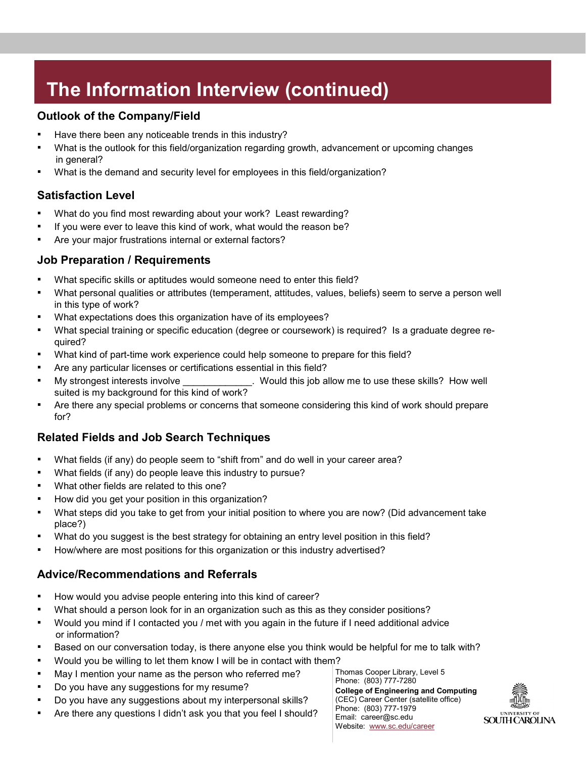# The Information Interview (continued)

### Outlook of the Company/Field

- Have there been any noticeable trends in this industry?
- What is the outlook for this field/organization regarding growth, advancement or upcoming changes in general?
- What is the demand and security level for employees in this field/organization?

### Satisfaction Level

- What do you find most rewarding about your work? Least rewarding?
- If you were ever to leave this kind of work, what would the reason be?
- Are your major frustrations internal or external factors?

### Job Preparation / Requirements

- What specific skills or aptitudes would someone need to enter this field?
- What personal qualities or attributes (temperament, attitudes, values, beliefs) seem to serve a person well in this type of work?
- What expectations does this organization have of its employees?
- What special training or specific education (degree or coursework) is required? Is a graduate degree required?
- What kind of part-time work experience could help someone to prepare for this field?
- Are any particular licenses or certifications essential in this field?
- My strongest interests involve _____________. Would this job allow me to use these skills? How well suited is my background for this kind of work?
- Are there any special problems or concerns that someone considering this kind of work should prepare for?

### Related Fields and Job Search Techniques

- What fields (if any) do people seem to "shift from" and do well in your career area?
- What fields (if any) do people leave this industry to pursue?
- What other fields are related to this one?
- How did you get your position in this organization?
- What steps did you take to get from your initial position to where you are now? (Did advancement take place?)
- What do you suggest is the best strategy for obtaining an entry level position in this field?
- How/where are most positions for this organization or this industry advertised?

### Advice/Recommendations and Referrals

- How would you advise people entering into this kind of career?
- What should a person look for in an organization such as this as they consider positions?
- Would you mind if I contacted you / met with you again in the future if I need additional advice or information?
- Based on our conversation today, is there anyone else you think would be helpful for me to talk with?
- Would you be willing to let them know I will be in contact with them?
- May I mention your name as the person who referred me?
- Do you have any suggestions for my resume?
- Do you have any suggestions about my interpersonal skills?
- Are there any questions I didn't ask you that you feel I should?

Thomas Cooper Library, Level 5
Phone: (803) 777-7280
**College of Engineering and Computing**
(CEC) Career Center (satellite office)
Phone: (803) 777-1979
Email: career@sc.edu
Website: www.sc.edu/career

UNIVERSITY OF SOUTH CAROLINA